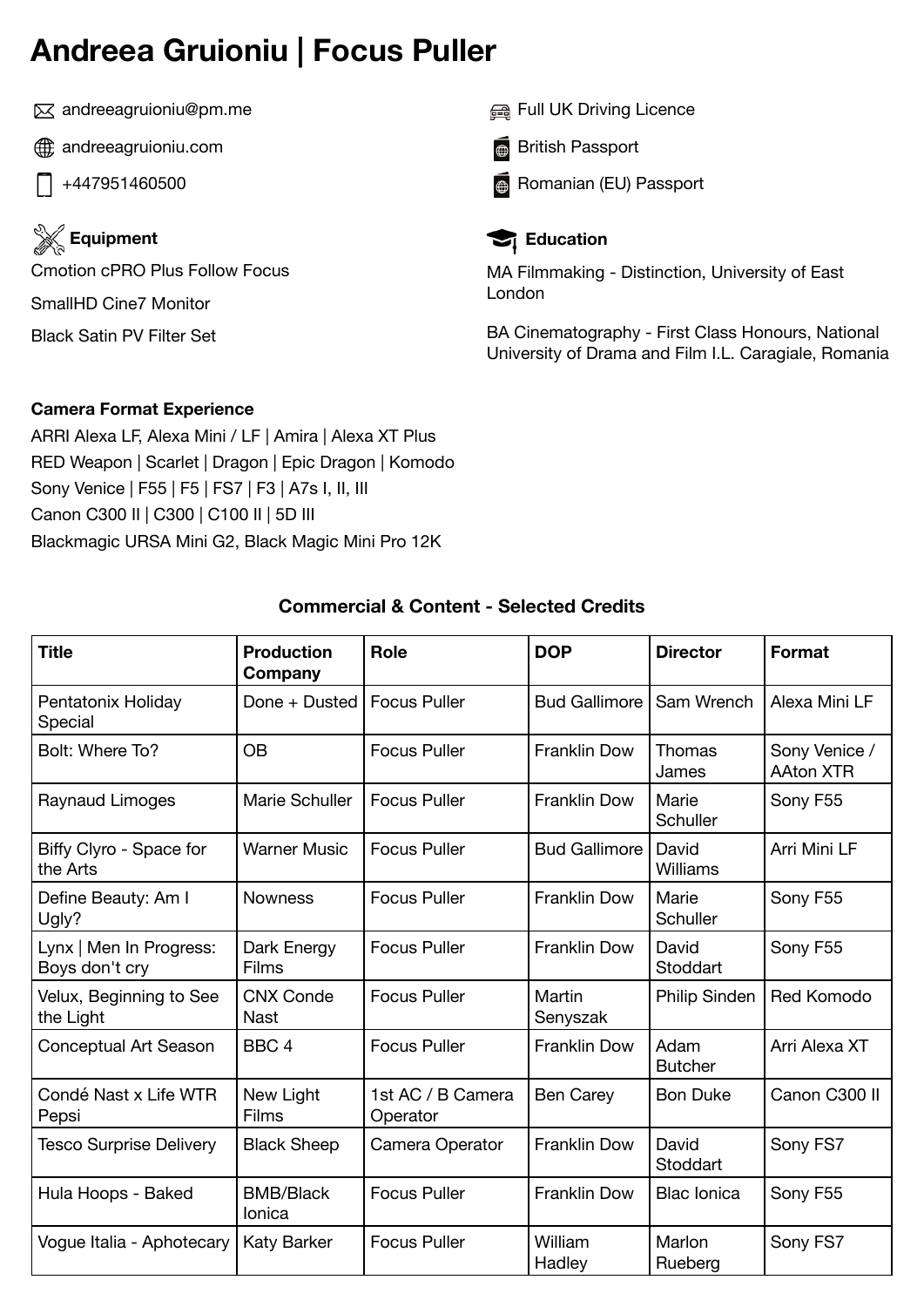# Andreea Gruioniu | Focus Puller

andreeagruioniu@pm.me

andreeagruioniu.com

+447951460500

Full UK Driving Licence

British Passport

Romanian (EU) Passport

### Equipment

Cmotion cPRO Plus Follow Focus

SmallHD Cine7 Monitor

Black Satin PV Filter Set

### Education

MA Filmmaking - Distinction, University of East London

BA Cinematography - First Class Honours, National University of Drama and Film I.L. Caragiale, Romania

**Camera Format Experience**

ARRI Alexa LF, Alexa Mini / LF | Amira | Alexa XT Plus
RED Weapon | Scarlet | Dragon | Epic Dragon | Komodo
Sony Venice | F55 | F5 | FS7 | F3 | A7s I, II, III
Canon C300 II | C300 | C100 II | 5D III
Blackmagic URSA Mini G2, Black Magic Mini Pro 12K

### Commercial & Content - Selected Credits

| Title | Production Company | Role | DOP | Director | Format |
|---|---|---|---|---|---|
| Pentatonix Holiday Special | Done + Dusted | Focus Puller | Bud Gallimore | Sam Wrench | Alexa Mini LF |
| Bolt: Where To? | OB | Focus Puller | Franklin Dow | Thomas James | Sony Venice / AAton XTR |
| Raynaud Limoges | Marie Schuller | Focus Puller | Franklin Dow | Marie Schuller | Sony F55 |
| Biffy Clyro - Space for the Arts | Warner Music | Focus Puller | Bud Gallimore | David Williams | Arri Mini LF |
| Define Beauty: Am I Ugly? | Nowness | Focus Puller | Franklin Dow | Marie Schuller | Sony F55 |
| Lynx \| Men In Progress: Boys don't cry | Dark Energy Films | Focus Puller | Franklin Dow | David Stoddart | Sony F55 |
| Velux, Beginning to See the Light | CNX Conde Nast | Focus Puller | Martin Senyszak | Philip Sinden | Red Komodo |
| Conceptual Art Season | BBC 4 | Focus Puller | Franklin Dow | Adam Butcher | Arri Alexa XT |
| Condé Nast x Life WTR Pepsi | New Light Films | 1st AC / B Camera Operator | Ben Carey | Bon Duke | Canon C300 II |
| Tesco Surprise Delivery | Black Sheep | Camera Operator | Franklin Dow | David Stoddart | Sony FS7 |
| Hula Hoops - Baked | BMB/Black Ionica | Focus Puller | Franklin Dow | Blac Ionica | Sony F55 |
| Vogue Italia - Aphotecary | Katy Barker | Focus Puller | William Hadley | Marlon Rueberg | Sony FS7 |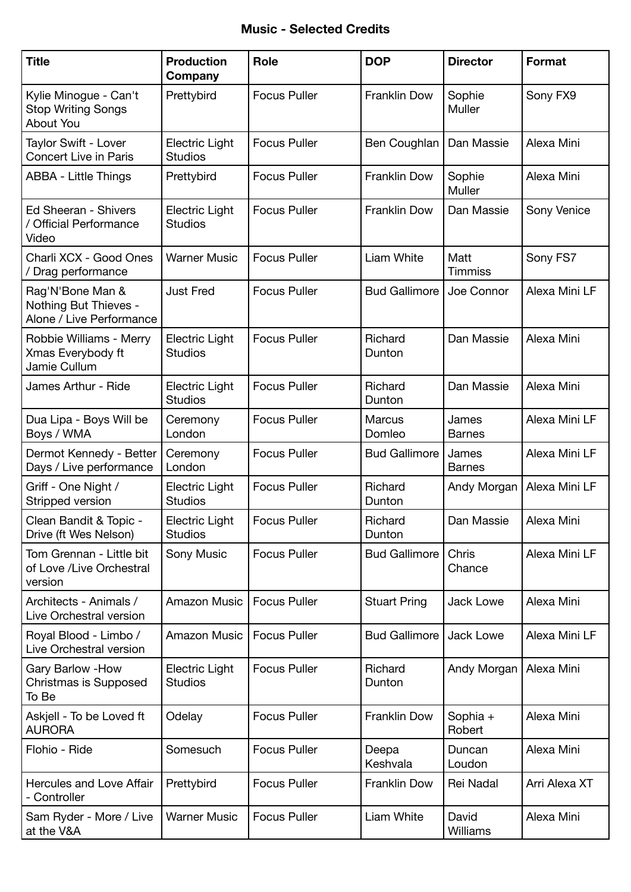**Music - Selected Credits**

| Title | Production Company | Role | DOP | Director | Format |
|---|---|---|---|---|---|
| Kylie Minogue - Can't Stop Writing Songs About You | Prettybird | Focus Puller | Franklin Dow | Sophie Muller | Sony FX9 |
| Taylor Swift - Lover Concert Live in Paris | Electric Light Studios | Focus Puller | Ben Coughlan | Dan Massie | Alexa Mini |
| ABBA - Little Things | Prettybird | Focus Puller | Franklin Dow | Sophie Muller | Alexa Mini |
| Ed Sheeran - Shivers / Official Performance Video | Electric Light Studios | Focus Puller | Franklin Dow | Dan Massie | Sony Venice |
| Charli XCX - Good Ones / Drag performance | Warner Music | Focus Puller | Liam White | Matt Timmiss | Sony FS7 |
| Rag'N'Bone Man & Nothing But Thieves - Alone / Live Performance | Just Fred | Focus Puller | Bud Gallimore | Joe Connor | Alexa Mini LF |
| Robbie Williams - Merry Xmas Everybody ft Jamie Cullum | Electric Light Studios | Focus Puller | Richard Dunton | Dan Massie | Alexa Mini |
| James Arthur - Ride | Electric Light Studios | Focus Puller | Richard Dunton | Dan Massie | Alexa Mini |
| Dua Lipa - Boys Will be Boys / WMA | Ceremony London | Focus Puller | Marcus Domleo | James Barnes | Alexa Mini LF |
| Dermot Kennedy - Better Days / Live performance | Ceremony London | Focus Puller | Bud Gallimore | James Barnes | Alexa Mini LF |
| Griff - One Night / Stripped version | Electric Light Studios | Focus Puller | Richard Dunton | Andy Morgan | Alexa Mini LF |
| Clean Bandit & Topic - Drive (ft Wes Nelson) | Electric Light Studios | Focus Puller | Richard Dunton | Dan Massie | Alexa Mini |
| Tom Grennan - Little bit of Love /Live Orchestral version | Sony Music | Focus Puller | Bud Gallimore | Chris Chance | Alexa Mini LF |
| Architects - Animals / Live Orchestral version | Amazon Music | Focus Puller | Stuart Pring | Jack Lowe | Alexa Mini |
| Royal Blood - Limbo / Live Orchestral version | Amazon Music | Focus Puller | Bud Gallimore | Jack Lowe | Alexa Mini LF |
| Gary Barlow -How Christmas is Supposed To Be | Electric Light Studios | Focus Puller | Richard Dunton | Andy Morgan | Alexa Mini |
| Askjell - To be Loved ft AURORA | Odelay | Focus Puller | Franklin Dow | Sophia + Robert | Alexa Mini |
| Flohio - Ride | Somesuch | Focus Puller | Deepa Keshvala | Duncan Loudon | Alexa Mini |
| Hercules and Love Affair - Controller | Prettybird | Focus Puller | Franklin Dow | Rei Nadal | Arri Alexa XT |
| Sam Ryder - More / Live at the V&A | Warner Music | Focus Puller | Liam White | David Williams | Alexa Mini |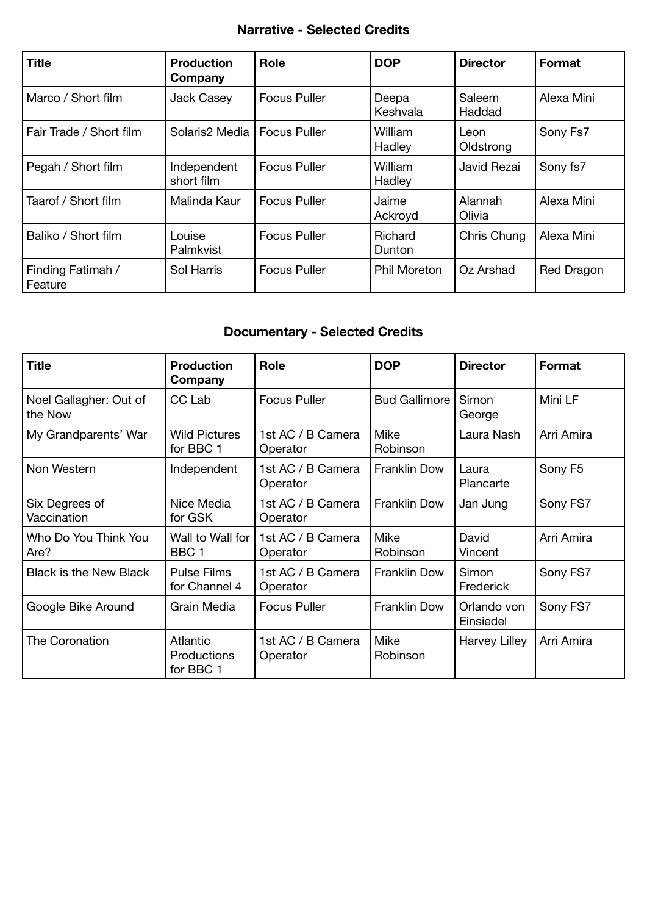**Narrative - Selected Credits**

| Title | Production Company | Role | DOP | Director | Format |
|---|---|---|---|---|---|
| Marco / Short film | Jack Casey | Focus Puller | Deepa Keshvala | Saleem Haddad | Alexa Mini |
| Fair Trade / Short film | Solaris2 Media | Focus Puller | William Hadley | Leon Oldstrong | Sony Fs7 |
| Pegah / Short film | Independent short film | Focus Puller | William Hadley | Javid Rezai | Sony fs7 |
| Taarof / Short film | Malinda Kaur | Focus Puller | Jaime Ackroyd | Alannah Olivia | Alexa Mini |
| Baliko / Short film | Louise Palmkvist | Focus Puller | Richard Dunton | Chris Chung | Alexa Mini |
| Finding Fatimah / Feature | Sol Harris | Focus Puller | Phil Moreton | Oz Arshad | Red Dragon |

**Documentary - Selected Credits**

| Title | Production Company | Role | DOP | Director | Format |
|---|---|---|---|---|---|
| Noel Gallagher: Out of the Now | CC Lab | Focus Puller | Bud Gallimore | Simon George | Mini LF |
| My Grandparents' War | Wild Pictures for BBC 1 | 1st AC / B Camera Operator | Mike Robinson | Laura Nash | Arri Amira |
| Non Western | Independent | 1st AC / B Camera Operator | Franklin Dow | Laura Plancarte | Sony F5 |
| Six Degrees of Vaccination | Nice Media for GSK | 1st AC / B Camera Operator | Franklin Dow | Jan Jung | Sony FS7 |
| Who Do You Think You Are? | Wall to Wall for BBC 1 | 1st AC / B Camera Operator | Mike Robinson | David Vincent | Arri Amira |
| Black is the New Black | Pulse Films for Channel 4 | 1st AC / B Camera Operator | Franklin Dow | Simon Frederick | Sony FS7 |
| Google Bike Around | Grain Media | Focus Puller | Franklin Dow | Orlando von Einsiedel | Sony FS7 |
| The Coronation | Atlantic Productions for BBC 1 | 1st AC / B Camera Operator | Mike Robinson | Harvey Lilley | Arri Amira |